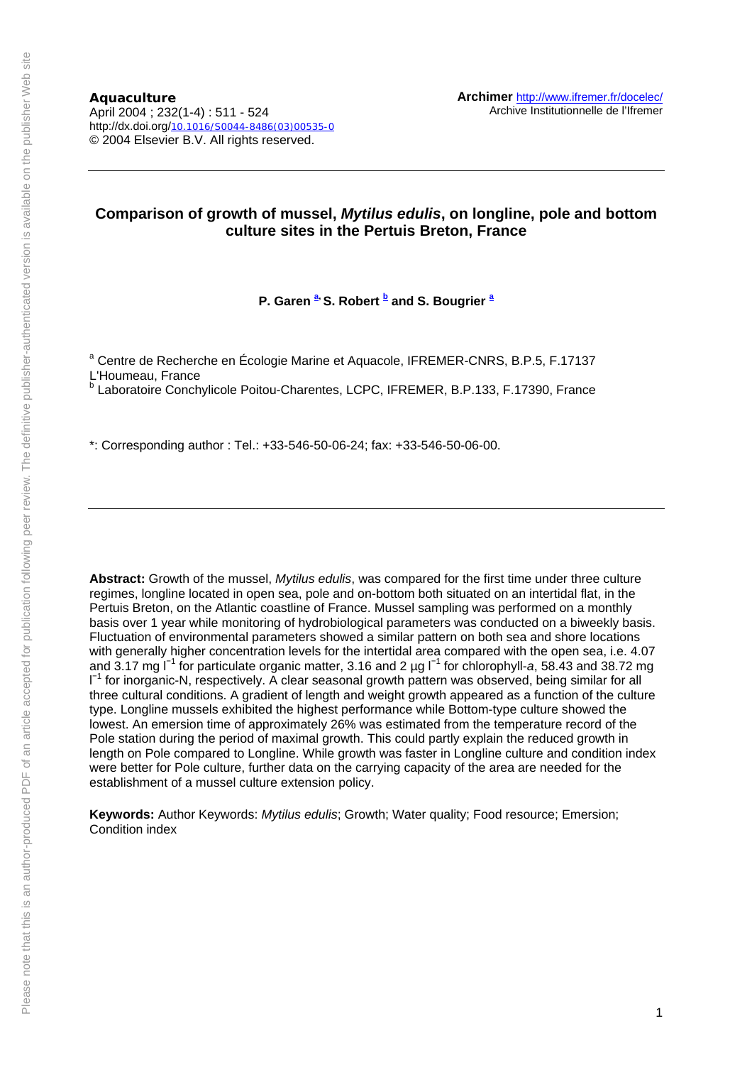**Aquaculture**
April 2004 ; 232(1-4) : 511 - 524
http://dx.doi.org/10.1016/S0044-8486(03)00535-0
© 2004 Elsevier B.V. All rights reserved.

**Archimer** http://www.ifremer.fr/docelec/
Archive Institutionnelle de l'Ifremer

# Comparison of growth of mussel, *Mytilus edulis*, on longline, pole and bottom culture sites in the Pertuis Breton, France

**P. Garen [a], S. Robert [b] and S. Bougrier [a]**

[a] Centre de Recherche en Écologie Marine et Aquacole, IFREMER-CNRS, B.P.5, F.17137 L'Houmeau, France
[b] Laboratoire Conchylicole Poitou-Charentes, LCPC, IFREMER, B.P.133, F.17390, France

*: Corresponding author : Tel.: +33-546-50-06-24; fax: +33-546-50-06-00.

**Abstract:** Growth of the mussel, *Mytilus edulis*, was compared for the first time under three culture regimes, longline located in open sea, pole and on-bottom both situated on an intertidal flat, in the Pertuis Breton, on the Atlantic coastline of France. Mussel sampling was performed on a monthly basis over 1 year while monitoring of hydrobiological parameters was conducted on a biweekly basis. Fluctuation of environmental parameters showed a similar pattern on both sea and shore locations with generally higher concentration levels for the intertidal area compared with the open sea, i.e. 4.07 and 3.17 mg $l^{-1}$ for particulate organic matter, 3.16 and 2 µg $l^{-1}$ for chlorophyll-*a*, 58.43 and 38.72 mg $l^{-1}$ for inorganic-N, respectively. A clear seasonal growth pattern was observed, being similar for all three cultural conditions. A gradient of length and weight growth appeared as a function of the culture type. Longline mussels exhibited the highest performance while Bottom-type culture showed the lowest. An emersion time of approximately 26% was estimated from the temperature record of the Pole station during the period of maximal growth. This could partly explain the reduced growth in length on Pole compared to Longline. While growth was faster in Longline culture and condition index were better for Pole culture, further data on the carrying capacity of the area are needed for the establishment of a mussel culture extension policy.

**Keywords:** Author Keywords: *Mytilus edulis*; Growth; Water quality; Food resource; Emersion; Condition index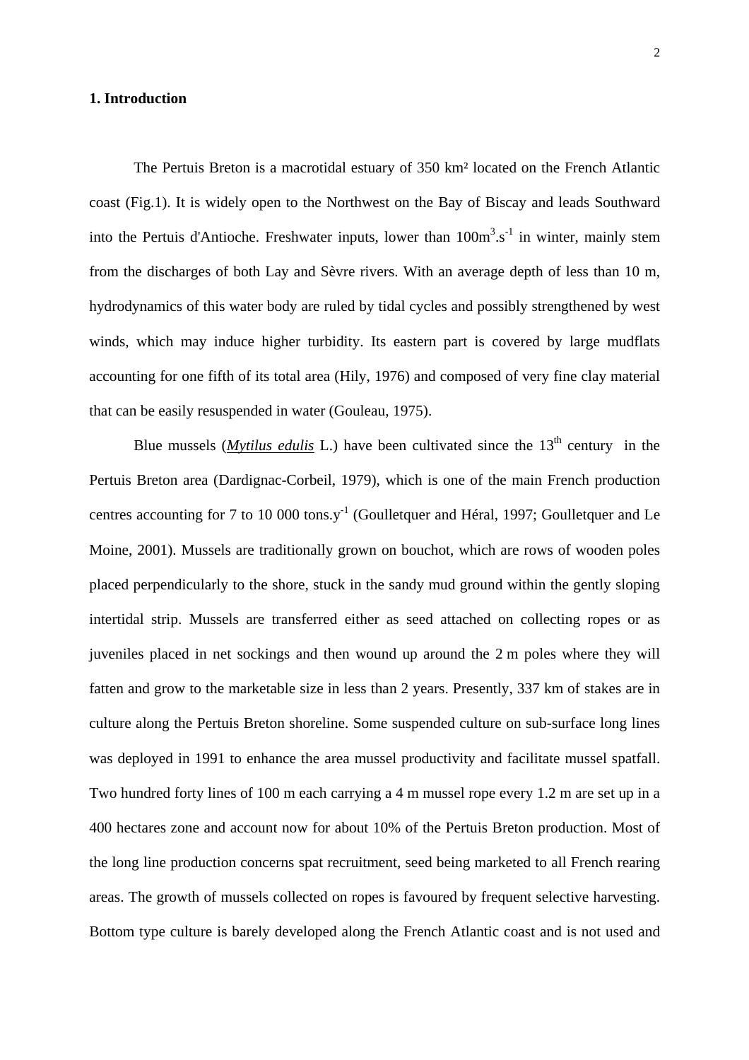## 1. Introduction

The Pertuis Breton is a macrotidal estuary of 350 km² located on the French Atlantic coast (Fig.1). It is widely open to the Northwest on the Bay of Biscay and leads Southward into the Pertuis d'Antioche. Freshwater inputs, lower than $100 m^3.s^{-1}$ in winter, mainly stem from the discharges of both Lay and Sèvre rivers. With an average depth of less than 10 m, hydrodynamics of this water body are ruled by tidal cycles and possibly strengthened by west winds, which may induce higher turbidity. Its eastern part is covered by large mudflats accounting for one fifth of its total area (Hily, 1976) and composed of very fine clay material that can be easily resuspended in water (Gouleau, 1975).

Blue mussels (*Mytilus edulis* L.) have been cultivated since the 13th century in the Pertuis Breton area (Dardignac-Corbeil, 1979), which is one of the main French production centres accounting for 7 to 10 000 $tons.y^{-1}$ (Goulletquer and Héral, 1997; Goulletquer and Le Moine, 2001). Mussels are traditionally grown on bouchot, which are rows of wooden poles placed perpendicularly to the shore, stuck in the sandy mud ground within the gently sloping intertidal strip. Mussels are transferred either as seed attached on collecting ropes or as juveniles placed in net sockings and then wound up around the 2 m poles where they will fatten and grow to the marketable size in less than 2 years. Presently, 337 km of stakes are in culture along the Pertuis Breton shoreline. Some suspended culture on sub-surface long lines was deployed in 1991 to enhance the area mussel productivity and facilitate mussel spatfall. Two hundred forty lines of 100 m each carrying a 4 m mussel rope every 1.2 m are set up in a 400 hectares zone and account now for about 10% of the Pertuis Breton production. Most of the long line production concerns spat recruitment, seed being marketed to all French rearing areas. The growth of mussels collected on ropes is favoured by frequent selective harvesting. Bottom type culture is barely developed along the French Atlantic coast and is not used and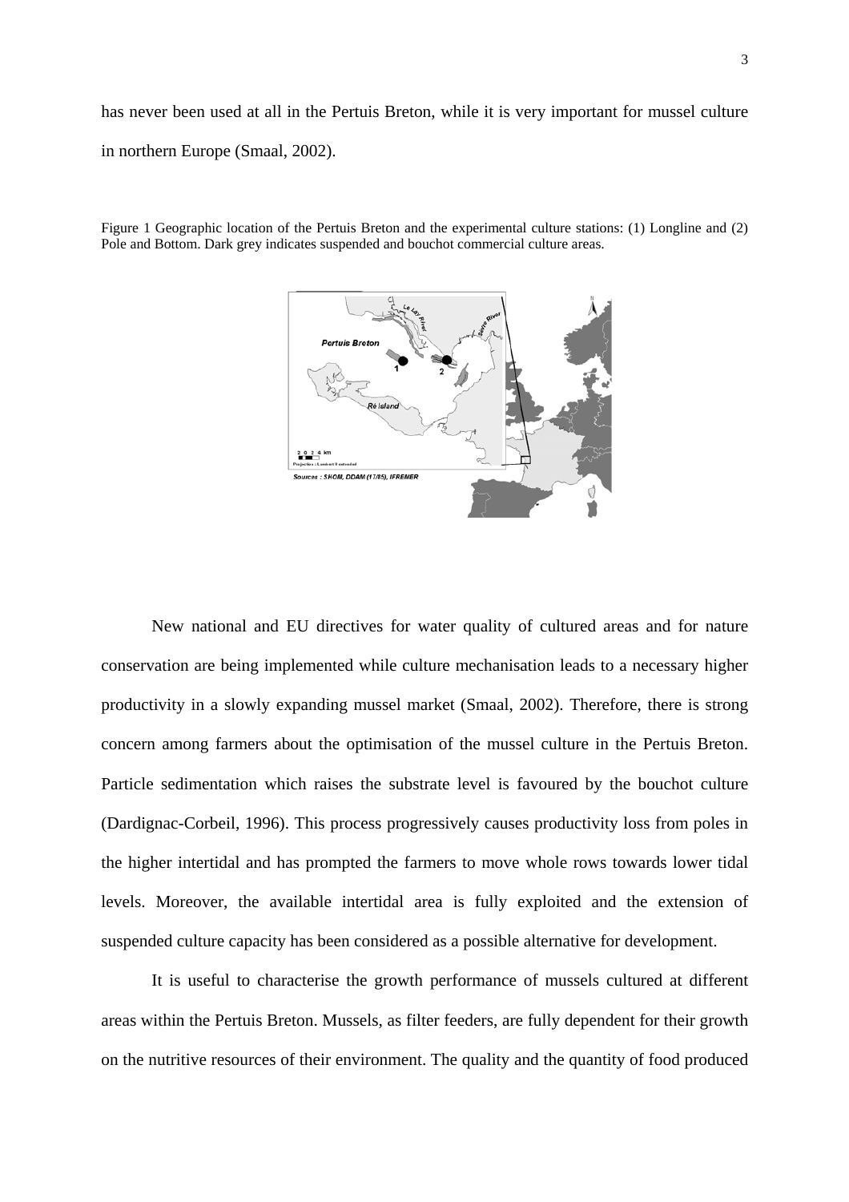has never been used at all in the Pertuis Breton, while it is very important for mussel culture in northern Europe (Smaal, 2002).

Figure 1 Geographic location of the Pertuis Breton and the experimental culture stations: (1) Longline and (2) Pole and Bottom. Dark grey indicates suspended and bouchot commercial culture areas.

New national and EU directives for water quality of cultured areas and for nature conservation are being implemented while culture mechanisation leads to a necessary higher productivity in a slowly expanding mussel market (Smaal, 2002). Therefore, there is strong concern among farmers about the optimisation of the mussel culture in the Pertuis Breton. Particle sedimentation which raises the substrate level is favoured by the bouchot culture (Dardignac-Corbeil, 1996). This process progressively causes productivity loss from poles in the higher intertidal and has prompted the farmers to move whole rows towards lower tidal levels. Moreover, the available intertidal area is fully exploited and the extension of suspended culture capacity has been considered as a possible alternative for development.

It is useful to characterise the growth performance of mussels cultured at different areas within the Pertuis Breton. Mussels, as filter feeders, are fully dependent for their growth on the nutritive resources of their environment. The quality and the quantity of food produced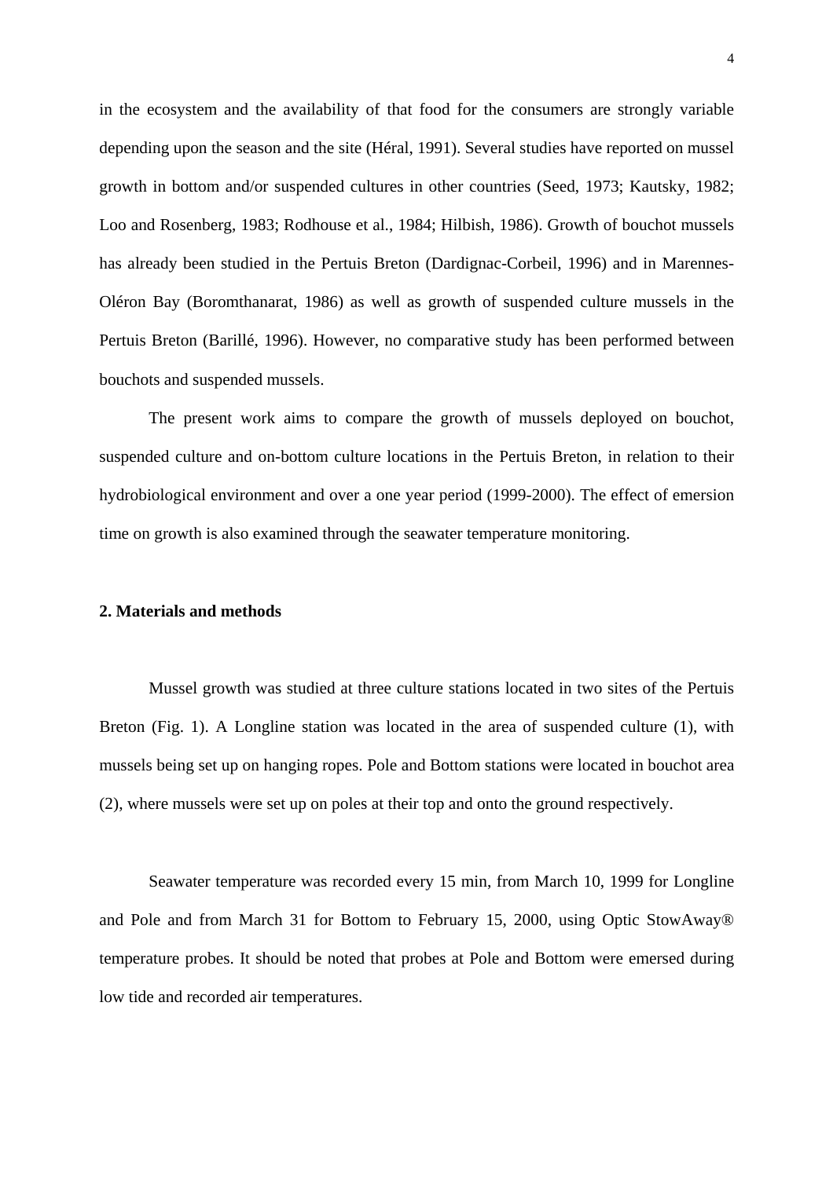in the ecosystem and the availability of that food for the consumers are strongly variable depending upon the season and the site (Héral, 1991). Several studies have reported on mussel growth in bottom and/or suspended cultures in other countries (Seed, 1973; Kautsky, 1982; Loo and Rosenberg, 1983; Rodhouse et al., 1984; Hilbish, 1986). Growth of bouchot mussels has already been studied in the Pertuis Breton (Dardignac-Corbeil, 1996) and in Marennes-Oléron Bay (Boromthanarat, 1986) as well as growth of suspended culture mussels in the Pertuis Breton (Barillé, 1996). However, no comparative study has been performed between bouchots and suspended mussels.

The present work aims to compare the growth of mussels deployed on bouchot, suspended culture and on-bottom culture locations in the Pertuis Breton, in relation to their hydrobiological environment and over a one year period (1999-2000). The effect of emersion time on growth is also examined through the seawater temperature monitoring.

## 2. Materials and methods

Mussel growth was studied at three culture stations located in two sites of the Pertuis Breton (Fig. 1). A Longline station was located in the area of suspended culture (1), with mussels being set up on hanging ropes. Pole and Bottom stations were located in bouchot area (2), where mussels were set up on poles at their top and onto the ground respectively.

Seawater temperature was recorded every 15 min, from March 10, 1999 for Longline and Pole and from March 31 for Bottom to February 15, 2000, using Optic StowAway® temperature probes. It should be noted that probes at Pole and Bottom were emersed during low tide and recorded air temperatures.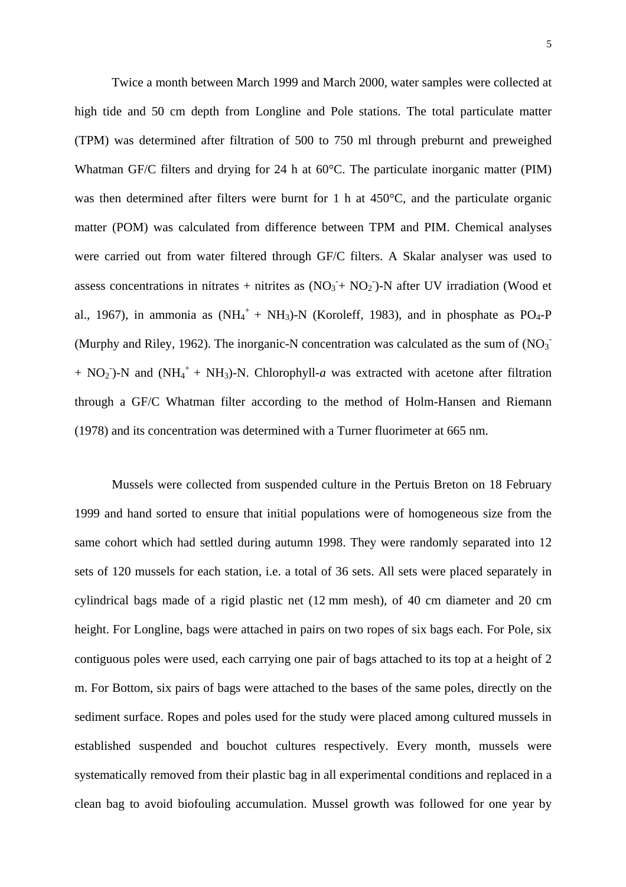Twice a month between March 1999 and March 2000, water samples were collected at high tide and 50 cm depth from Longline and Pole stations. The total particulate matter (TPM) was determined after filtration of 500 to 750 ml through preburnt and preweighed Whatman GF/C filters and drying for 24 h at 60°C. The particulate inorganic matter (PIM) was then determined after filters were burnt for 1 h at 450°C, and the particulate organic matter (POM) was calculated from difference between TPM and PIM. Chemical analyses were carried out from water filtered through GF/C filters. A Skalar analyser was used to assess concentrations in nitrates + nitrites as ($NO_3^-$+ $NO_2^-$)-N after UV irradiation (Wood et al., 1967), in ammonia as ($NH_4^+$ + $NH_3$)-N (Koroleff, 1983), and in phosphate as $PO_4$-P (Murphy and Riley, 1962). The inorganic-N concentration was calculated as the sum of ($NO_3^-$ + $NO_2^-$)-N and ($NH_4^+$ + $NH_3$)-N. Chlorophyll-*a* was extracted with acetone after filtration through a GF/C Whatman filter according to the method of Holm-Hansen and Riemann (1978) and its concentration was determined with a Turner fluorimeter at 665 nm.

Mussels were collected from suspended culture in the Pertuis Breton on 18 February 1999 and hand sorted to ensure that initial populations were of homogeneous size from the same cohort which had settled during autumn 1998. They were randomly separated into 12 sets of 120 mussels for each station, i.e. a total of 36 sets. All sets were placed separately in cylindrical bags made of a rigid plastic net (12 mm mesh), of 40 cm diameter and 20 cm height. For Longline, bags were attached in pairs on two ropes of six bags each. For Pole, six contiguous poles were used, each carrying one pair of bags attached to its top at a height of 2 m. For Bottom, six pairs of bags were attached to the bases of the same poles, directly on the sediment surface. Ropes and poles used for the study were placed among cultured mussels in established suspended and bouchot cultures respectively. Every month, mussels were systematically removed from their plastic bag in all experimental conditions and replaced in a clean bag to avoid biofouling accumulation. Mussel growth was followed for one year by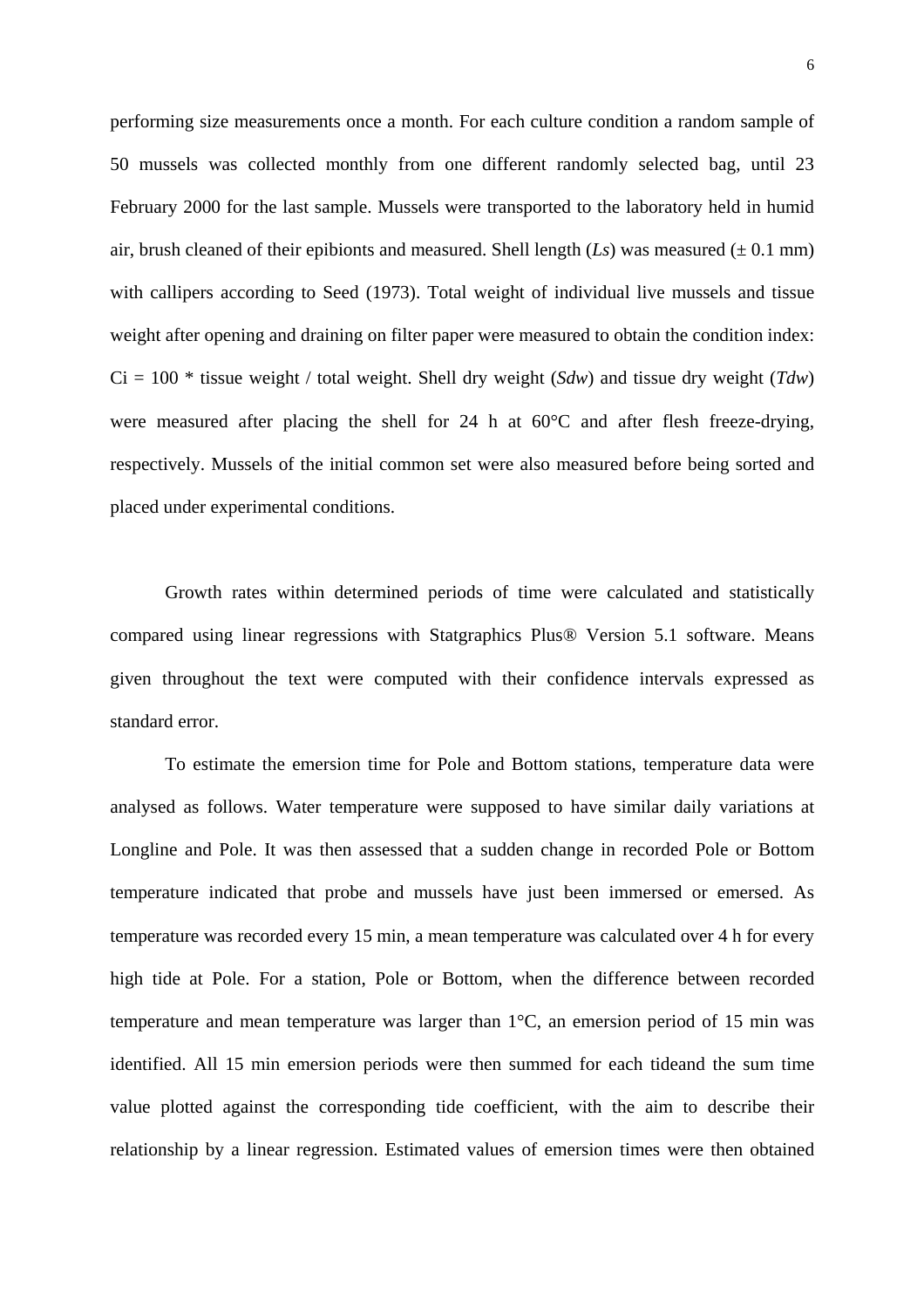performing size measurements once a month. For each culture condition a random sample of 50 mussels was collected monthly from one different randomly selected bag, until 23 February 2000 for the last sample. Mussels were transported to the laboratory held in humid air, brush cleaned of their epibionts and measured. Shell length (*Ls*) was measured (± 0.1 mm) with callipers according to Seed (1973). Total weight of individual live mussels and tissue weight after opening and draining on filter paper were measured to obtain the condition index: Ci = 100 * tissue weight / total weight. Shell dry weight (*Sdw*) and tissue dry weight (*Tdw*) were measured after placing the shell for 24 h at 60°C and after flesh freeze-drying, respectively. Mussels of the initial common set were also measured before being sorted and placed under experimental conditions.

Growth rates within determined periods of time were calculated and statistically compared using linear regressions with Statgraphics Plus® Version 5.1 software. Means given throughout the text were computed with their confidence intervals expressed as standard error.

To estimate the emersion time for Pole and Bottom stations, temperature data were analysed as follows. Water temperature were supposed to have similar daily variations at Longline and Pole. It was then assessed that a sudden change in recorded Pole or Bottom temperature indicated that probe and mussels have just been immersed or emersed. As temperature was recorded every 15 min, a mean temperature was calculated over 4 h for every high tide at Pole. For a station, Pole or Bottom, when the difference between recorded temperature and mean temperature was larger than 1°C, an emersion period of 15 min was identified. All 15 min emersion periods were then summed for each tideand the sum time value plotted against the corresponding tide coefficient, with the aim to describe their relationship by a linear regression. Estimated values of emersion times were then obtained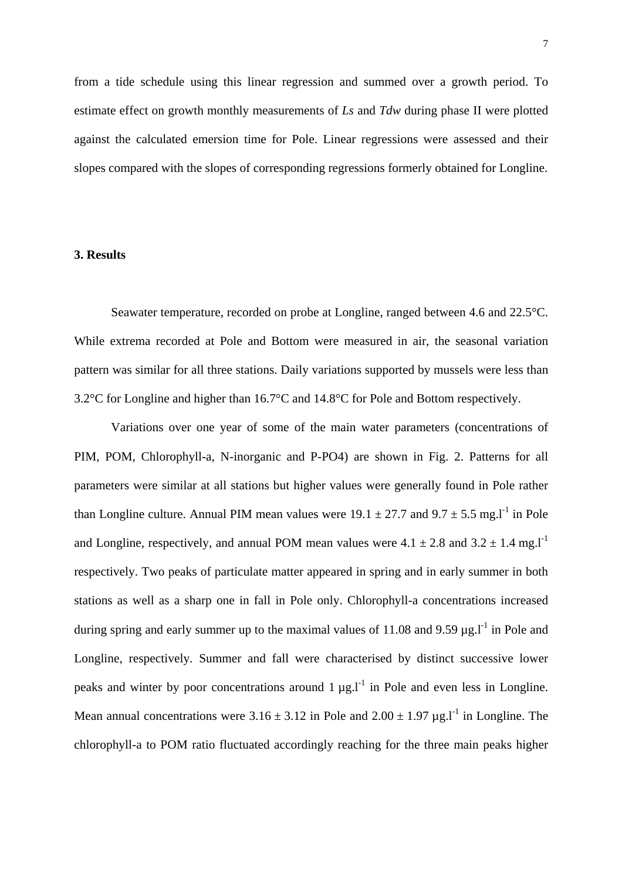from a tide schedule using this linear regression and summed over a growth period. To estimate effect on growth monthly measurements of *Ls* and *Tdw* during phase II were plotted against the calculated emersion time for Pole. Linear regressions were assessed and their slopes compared with the slopes of corresponding regressions formerly obtained for Longline.

## 3. Results

Seawater temperature, recorded on probe at Longline, ranged between 4.6 and 22.5°C. While extrema recorded at Pole and Bottom were measured in air, the seasonal variation pattern was similar for all three stations. Daily variations supported by mussels were less than 3.2°C for Longline and higher than 16.7°C and 14.8°C for Pole and Bottom respectively.

Variations over one year of some of the main water parameters (concentrations of PIM, POM, Chlorophyll-a, N-inorganic and P-PO4) are shown in Fig. 2. Patterns for all parameters were similar at all stations but higher values were generally found in Pole rather than Longline culture. Annual PIM mean values were $19.1 \pm 27.7$ and $9.7 \pm 5.5$ mg.l$^{-1}$ in Pole and Longline, respectively, and annual POM mean values were $4.1 \pm 2.8$ and $3.2 \pm 1.4$ mg.l$^{-1}$ respectively. Two peaks of particulate matter appeared in spring and in early summer in both stations as well as a sharp one in fall in Pole only. Chlorophyll-a concentrations increased during spring and early summer up to the maximal values of 11.08 and 9.59 µg.l$^{-1}$ in Pole and Longline, respectively. Summer and fall were characterised by distinct successive lower peaks and winter by poor concentrations around 1 µg.l$^{-1}$ in Pole and even less in Longline. Mean annual concentrations were $3.16 \pm 3.12$ in Pole and $2.00 \pm 1.97$ µg.l$^{-1}$ in Longline. The chlorophyll-a to POM ratio fluctuated accordingly reaching for the three main peaks higher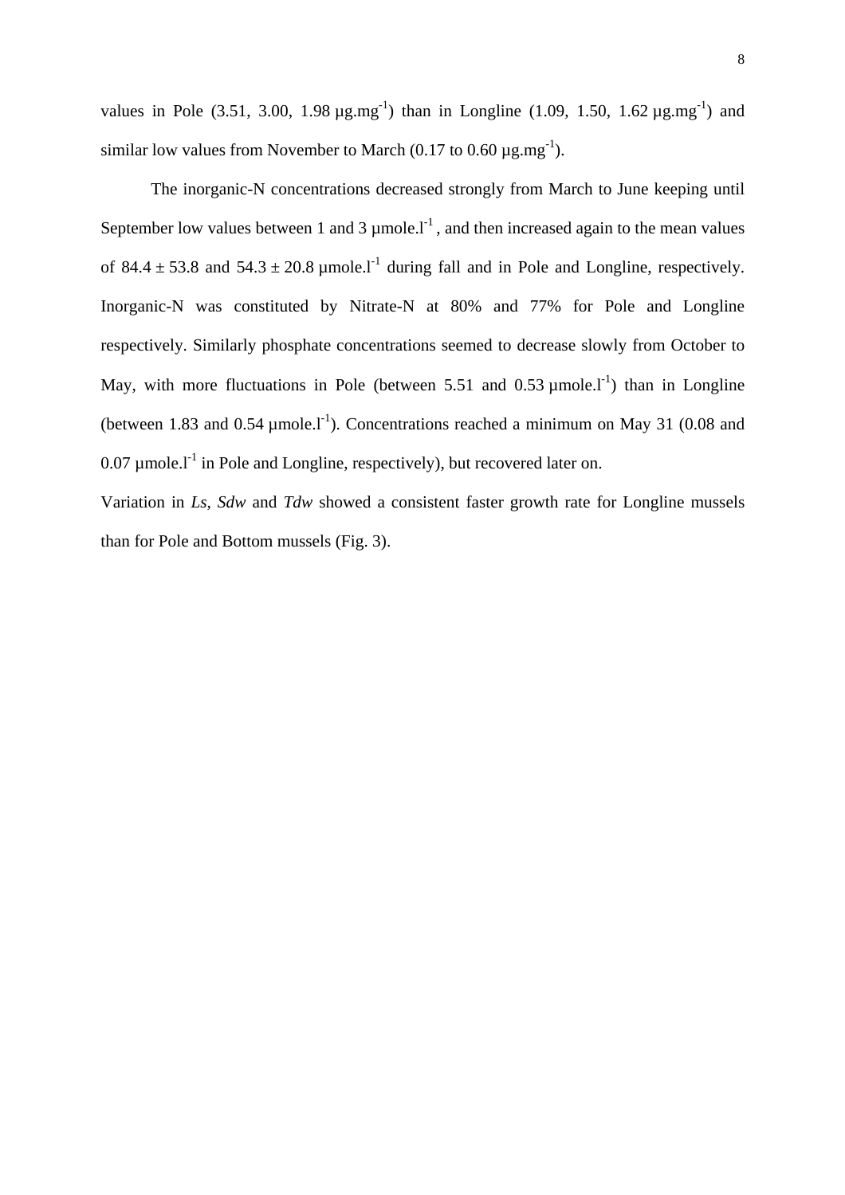values in Pole (3.51, 3.00, 1.98 µg.mg$^{-1}$) than in Longline (1.09, 1.50, 1.62 µg.mg$^{-1}$) and similar low values from November to March (0.17 to 0.60 µg.mg$^{-1}$).

The inorganic-N concentrations decreased strongly from March to June keeping until September low values between 1 and 3 µmole.l$^{-1}$ , and then increased again to the mean values of 84.4 ± 53.8 and 54.3 ± 20.8 µmole.l$^{-1}$ during fall and in Pole and Longline, respectively. Inorganic-N was constituted by Nitrate-N at 80% and 77% for Pole and Longline respectively. Similarly phosphate concentrations seemed to decrease slowly from October to May, with more fluctuations in Pole (between 5.51 and 0.53 µmole.l$^{-1}$) than in Longline (between 1.83 and 0.54 µmole.l$^{-1}$). Concentrations reached a minimum on May 31 (0.08 and 0.07 µmole.l$^{-1}$ in Pole and Longline, respectively), but recovered later on.

Variation in *Ls*, *Sdw* and *Tdw* showed a consistent faster growth rate for Longline mussels than for Pole and Bottom mussels (Fig. 3).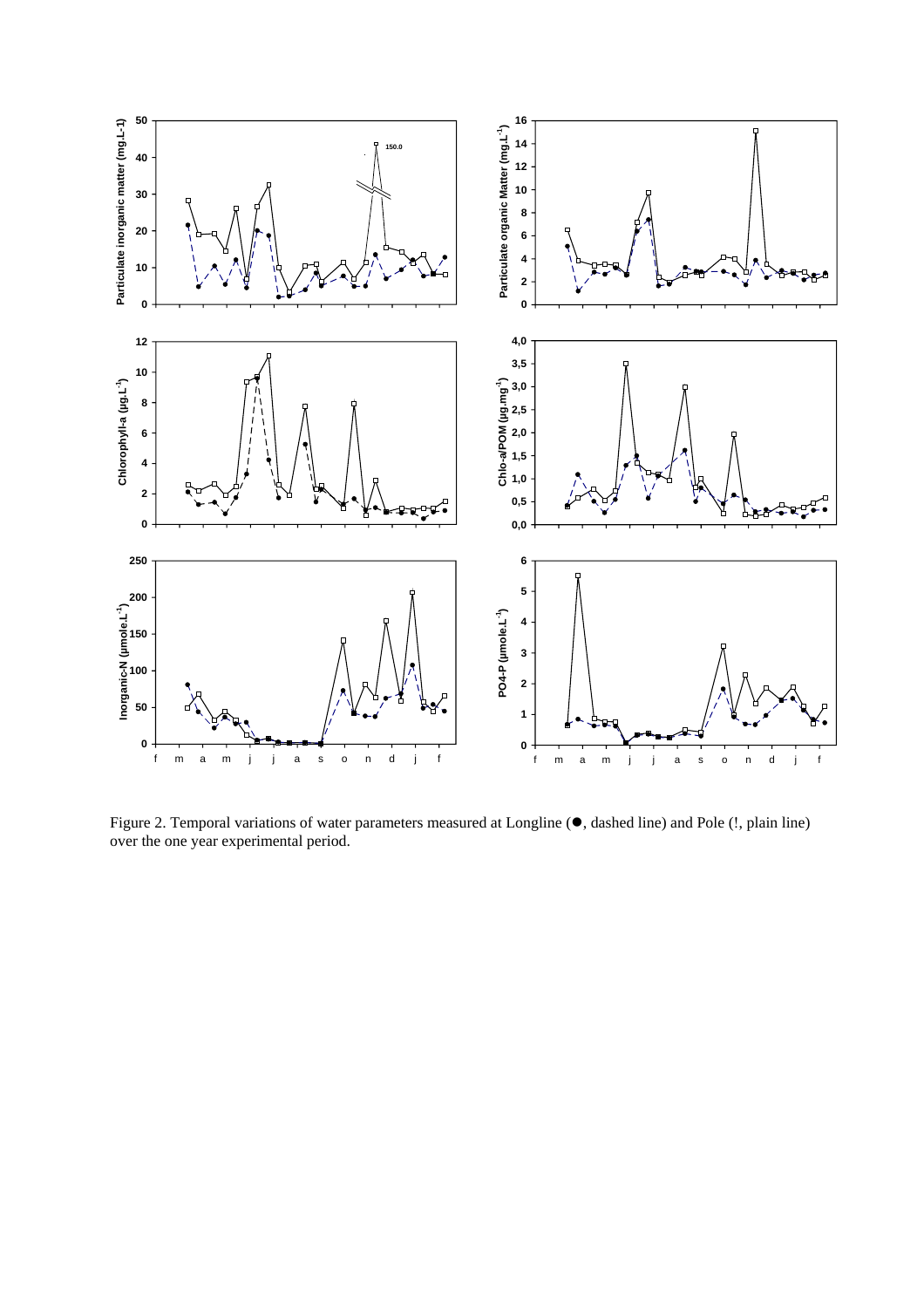Figure 2. Temporal variations of water parameters measured at Longline (●, dashed line) and Pole (!, plain line) over the one year experimental period.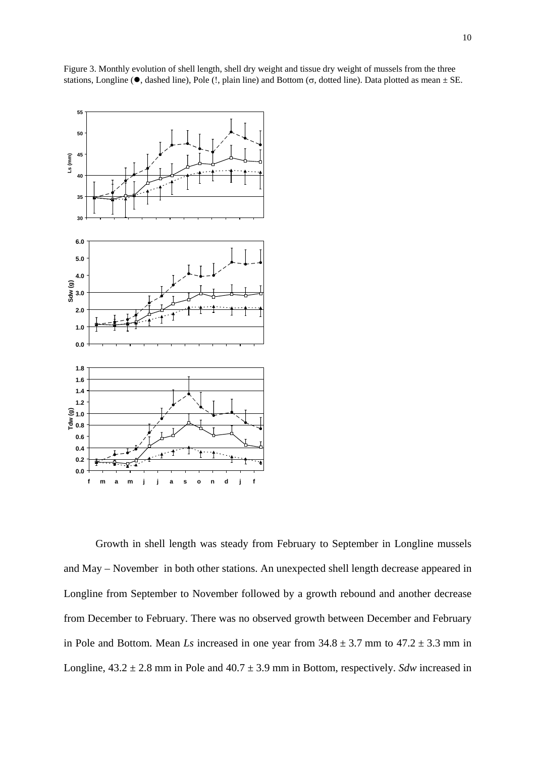Figure 3. Monthly evolution of shell length, shell dry weight and tissue dry weight of mussels from the three stations, Longline (●, dashed line), Pole (!, plain line) and Bottom (σ, dotted line). Data plotted as mean ± SE.

Growth in shell length was steady from February to September in Longline mussels and May – November in both other stations. An unexpected shell length decrease appeared in Longline from September to November followed by a growth rebound and another decrease from December to February. There was no observed growth between December and February in Pole and Bottom. Mean *Ls* increased in one year from 34.8 ± 3.7 mm to 47.2 ± 3.3 mm in Longline, 43.2 ± 2.8 mm in Pole and 40.7 ± 3.9 mm in Bottom, respectively. *Sdw* increased in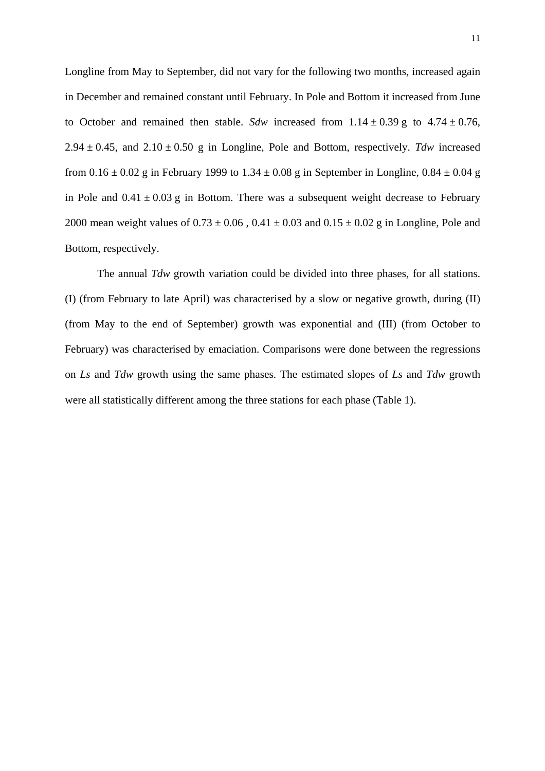Longline from May to September, did not vary for the following two months, increased again in December and remained constant until February. In Pole and Bottom it increased from June to October and remained then stable. *Sdw* increased from 1.14 ± 0.39 g to 4.74 ± 0.76, 2.94 ± 0.45, and 2.10 ± 0.50 g in Longline, Pole and Bottom, respectively. *Tdw* increased from 0.16 ± 0.02 g in February 1999 to 1.34 ± 0.08 g in September in Longline, 0.84 ± 0.04 g in Pole and 0.41 ± 0.03 g in Bottom. There was a subsequent weight decrease to February 2000 mean weight values of 0.73 ± 0.06 , 0.41 ± 0.03 and 0.15 ± 0.02 g in Longline, Pole and Bottom, respectively.

The annual *Tdw* growth variation could be divided into three phases, for all stations. (I) (from February to late April) was characterised by a slow or negative growth, during (II) (from May to the end of September) growth was exponential and (III) (from October to February) was characterised by emaciation. Comparisons were done between the regressions on *Ls* and *Tdw* growth using the same phases. The estimated slopes of *Ls* and *Tdw* growth were all statistically different among the three stations for each phase (Table 1).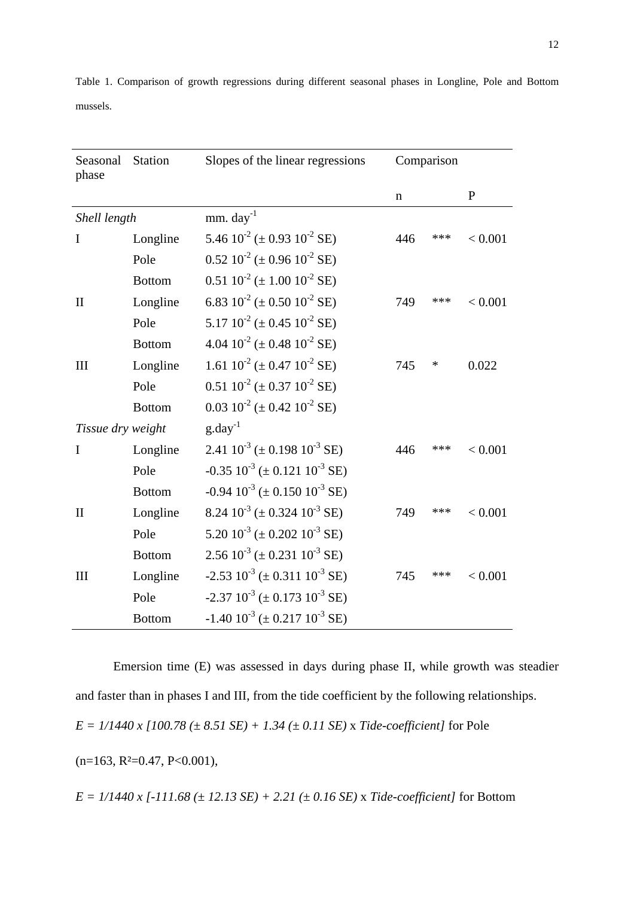Table 1. Comparison of growth regressions during different seasonal phases in Longline, Pole and Bottom mussels.

| Seasonal phase | Station | Slopes of the linear regressions | Comparison | | |
|---|---|---|---|---|---|
| | | | n | | P |
| *Shell length* | | $mm.\ day^{-1}$ | | | |
| I | Longline | $5.46\ 10^{-2}$ ($\pm$ $0.93\ 10^{-2}$ SE) | 446 | *** | < 0.001 |
| | Pole | $0.52\ 10^{-2}$ ($\pm$ $0.96\ 10^{-2}$ SE) | | | |
| | Bottom | $0.51\ 10^{-2}$ ($\pm$ $1.00\ 10^{-2}$ SE) | | | |
| II | Longline | $6.83\ 10^{-2}$ ($\pm$ $0.50\ 10^{-2}$ SE) | 749 | *** | < 0.001 |
| | Pole | $5.17\ 10^{-2}$ ($\pm$ $0.45\ 10^{-2}$ SE) | | | |
| | Bottom | $4.04\ 10^{-2}$ ($\pm$ $0.48\ 10^{-2}$ SE) | | | |
| III | Longline | $1.61\ 10^{-2}$ ($\pm$ $0.47\ 10^{-2}$ SE) | 745 | * | 0.022 |
| | Pole | $0.51\ 10^{-2}$ ($\pm$ $0.37\ 10^{-2}$ SE) | | | |
| | Bottom | $0.03\ 10^{-2}$ ($\pm$ $0.42\ 10^{-2}$ SE) | | | |
| *Tissue dry weight* | | $g.day^{-1}$ | | | |
| I | Longline | $2.41\ 10^{-3}$ ($\pm$ $0.198\ 10^{-3}$ SE) | 446 | *** | < 0.001 |
| | Pole | $-0.35\ 10^{-3}$ ($\pm$ $0.121\ 10^{-3}$ SE) | | | |
| | Bottom | $-0.94\ 10^{-3}$ ($\pm$ $0.150\ 10^{-3}$ SE) | | | |
| II | Longline | $8.24\ 10^{-3}$ ($\pm$ $0.324\ 10^{-3}$ SE) | 749 | *** | < 0.001 |
| | Pole | $5.20\ 10^{-3}$ ($\pm$ $0.202\ 10^{-3}$ SE) | | | |
| | Bottom | $2.56\ 10^{-3}$ ($\pm$ $0.231\ 10^{-3}$ SE) | | | |
| III | Longline | $-2.53\ 10^{-3}$ ($\pm$ $0.311\ 10^{-3}$ SE) | 745 | *** | < 0.001 |
| | Pole | $-2.37\ 10^{-3}$ ($\pm$ $0.173\ 10^{-3}$ SE) | | | |
| | Bottom | $-1.40\ 10^{-3}$ ($\pm$ $0.217\ 10^{-3}$ SE) | | | |

Emersion time (E) was assessed in days during phase II, while growth was steadier and faster than in phases I and III, from the tide coefficient by the following relationships.

$E = 1/1440 \times [100.78\ (\pm\ 8.51\ SE) + 1.34\ (\pm\ 0.11\ SE) \times \textit{Tide-coefficient}]$ for Pole

($n=163$, $R^2=0.47$, $P<0.001$),

$E = 1/1440 \times [-111.68\ (\pm\ 12.13\ SE) + 2.21\ (\pm\ 0.16\ SE) \times \textit{Tide-coefficient}]$ for Bottom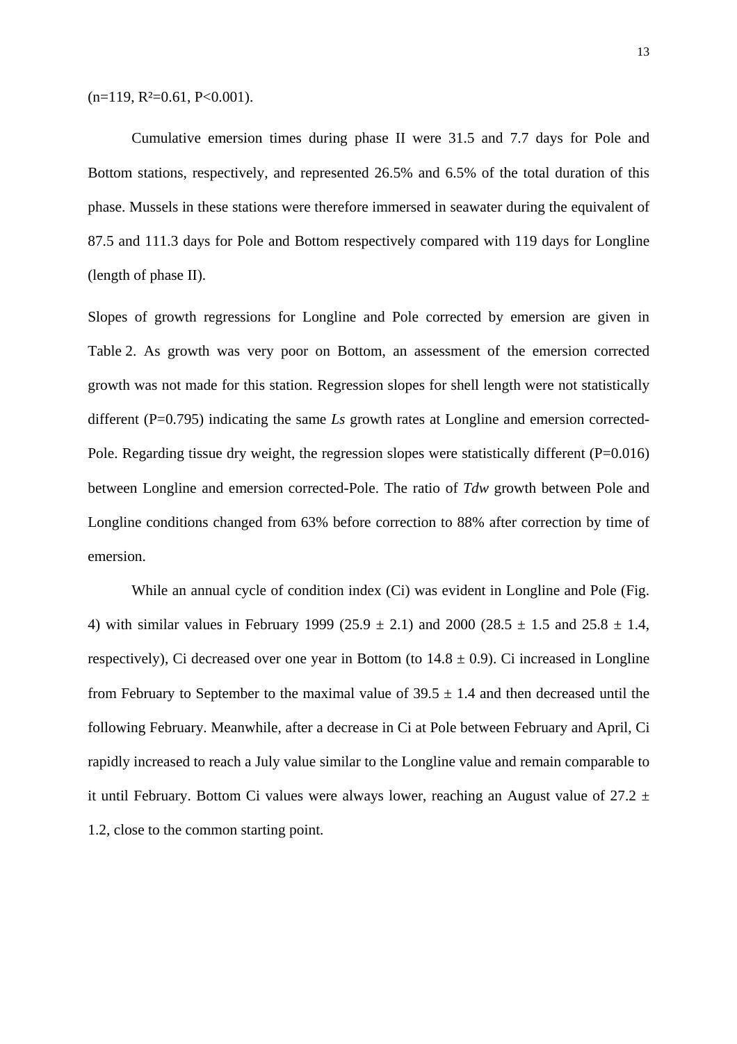($n$=119, $R^2$=0.61, $P$<0.001).

Cumulative emersion times during phase II were 31.5 and 7.7 days for Pole and Bottom stations, respectively, and represented 26.5% and 6.5% of the total duration of this phase. Mussels in these stations were therefore immersed in seawater during the equivalent of 87.5 and 111.3 days for Pole and Bottom respectively compared with 119 days for Longline (length of phase II).

Slopes of growth regressions for Longline and Pole corrected by emersion are given in Table 2. As growth was very poor on Bottom, an assessment of the emersion corrected growth was not made for this station. Regression slopes for shell length were not statistically different ($P$=0.795) indicating the same *Ls* growth rates at Longline and emersion corrected-Pole. Regarding tissue dry weight, the regression slopes were statistically different ($P$=0.016) between Longline and emersion corrected-Pole. The ratio of *Tdw* growth between Pole and Longline conditions changed from 63% before correction to 88% after correction by time of emersion.

While an annual cycle of condition index (Ci) was evident in Longline and Pole (Fig. 4) with similar values in February 1999 (25.9 ± 2.1) and 2000 (28.5 ± 1.5 and 25.8 ± 1.4, respectively), Ci decreased over one year in Bottom (to 14.8 ± 0.9). Ci increased in Longline from February to September to the maximal value of 39.5 ± 1.4 and then decreased until the following February. Meanwhile, after a decrease in Ci at Pole between February and April, Ci rapidly increased to reach a July value similar to the Longline value and remain comparable to it until February. Bottom Ci values were always lower, reaching an August value of 27.2 ± 1.2, close to the common starting point.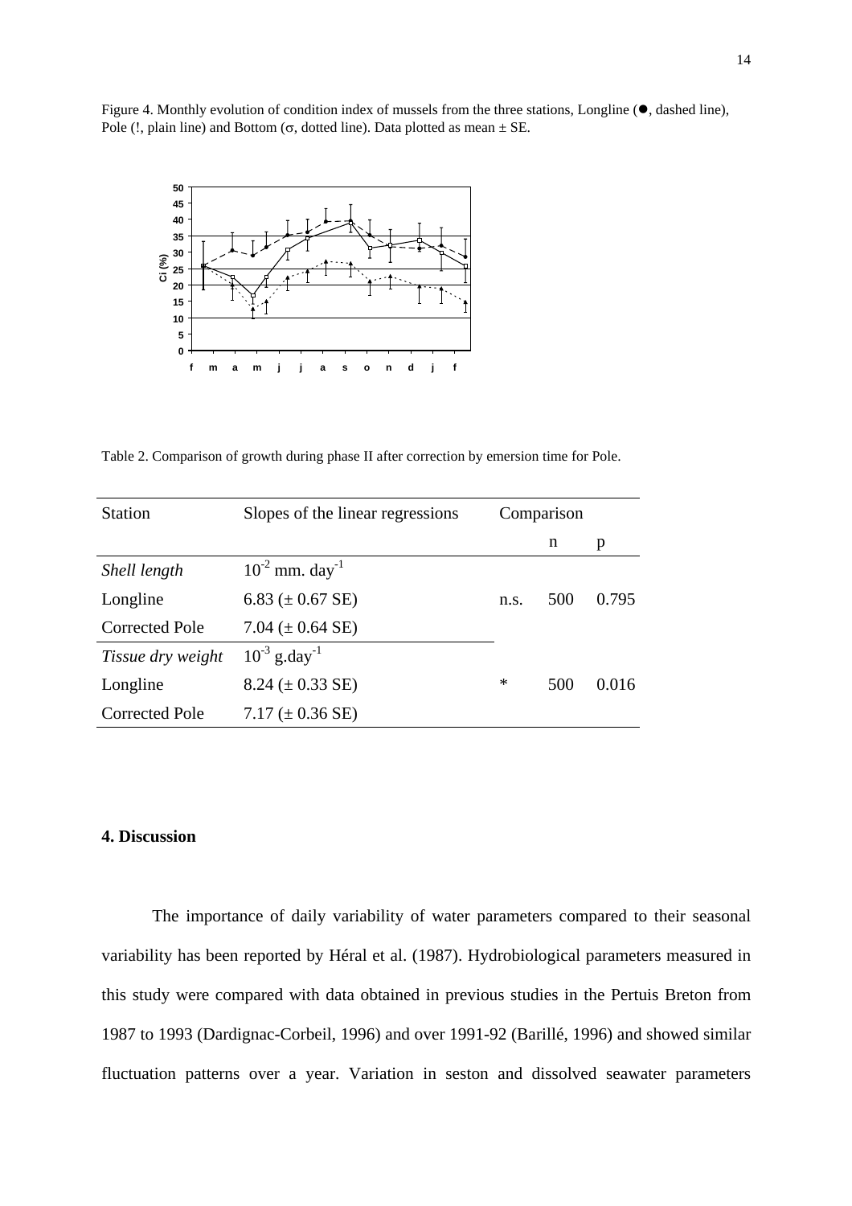Figure 4. Monthly evolution of condition index of mussels from the three stations, Longline (●, dashed line), Pole (!, plain line) and Bottom (σ, dotted line). Data plotted as mean ± SE.

Table 2. Comparison of growth during phase II after correction by emersion time for Pole.

| Station | Slopes of the linear regressions | Comparison | | |
|---|---|---|---|---|
| | | | n | p |
| *Shell length* | $10^{-2}$ mm. day$^{-1}$ | | | |
| Longline | 6.83 (± 0.67 SE) | n.s. | 500 | 0.795 |
| Corrected Pole | 7.04 (± 0.64 SE) | | | |
| *Tissue dry weight* | $10^{-3}$ g.day$^{-1}$ | | | |
| Longline | 8.24 (± 0.33 SE) | * | 500 | 0.016 |
| Corrected Pole | 7.17 (± 0.36 SE) | | | |

## 4. Discussion

The importance of daily variability of water parameters compared to their seasonal variability has been reported by Héral et al. (1987). Hydrobiological parameters measured in this study were compared with data obtained in previous studies in the Pertuis Breton from 1987 to 1993 (Dardignac-Corbeil, 1996) and over 1991-92 (Barillé, 1996) and showed similar fluctuation patterns over a year. Variation in seston and dissolved seawater parameters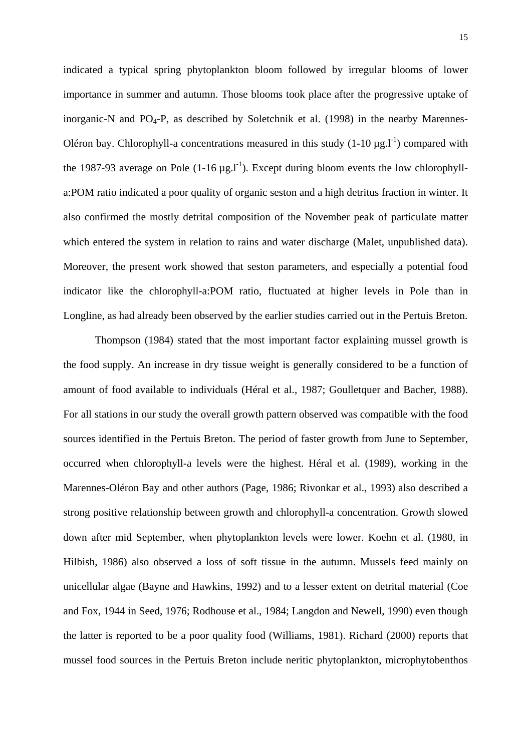indicated a typical spring phytoplankton bloom followed by irregular blooms of lower importance in summer and autumn. Those blooms took place after the progressive uptake of inorganic-N and $PO_4$-P, as described by Soletchnik et al. (1998) in the nearby Marennes-Oléron bay. Chlorophyll-a concentrations measured in this study (1-10 $\mu g.l^{-1}$) compared with the 1987-93 average on Pole (1-16 $\mu g.l^{-1}$). Except during bloom events the low chlorophyll-a:POM ratio indicated a poor quality of organic seston and a high detritus fraction in winter. It also confirmed the mostly detrital composition of the November peak of particulate matter which entered the system in relation to rains and water discharge (Malet, unpublished data). Moreover, the present work showed that seston parameters, and especially a potential food indicator like the chlorophyll-a:POM ratio, fluctuated at higher levels in Pole than in Longline, as had already been observed by the earlier studies carried out in the Pertuis Breton.

Thompson (1984) stated that the most important factor explaining mussel growth is the food supply. An increase in dry tissue weight is generally considered to be a function of amount of food available to individuals (Héral et al., 1987; Goulletquer and Bacher, 1988). For all stations in our study the overall growth pattern observed was compatible with the food sources identified in the Pertuis Breton. The period of faster growth from June to September, occurred when chlorophyll-a levels were the highest. Héral et al. (1989), working in the Marennes-Oléron Bay and other authors (Page, 1986; Rivonkar et al., 1993) also described a strong positive relationship between growth and chlorophyll-a concentration. Growth slowed down after mid September, when phytoplankton levels were lower. Koehn et al. (1980, in Hilbish, 1986) also observed a loss of soft tissue in the autumn. Mussels feed mainly on unicellular algae (Bayne and Hawkins, 1992) and to a lesser extent on detrital material (Coe and Fox, 1944 in Seed, 1976; Rodhouse et al., 1984; Langdon and Newell, 1990) even though the latter is reported to be a poor quality food (Williams, 1981). Richard (2000) reports that mussel food sources in the Pertuis Breton include neritic phytoplankton, microphytobenthos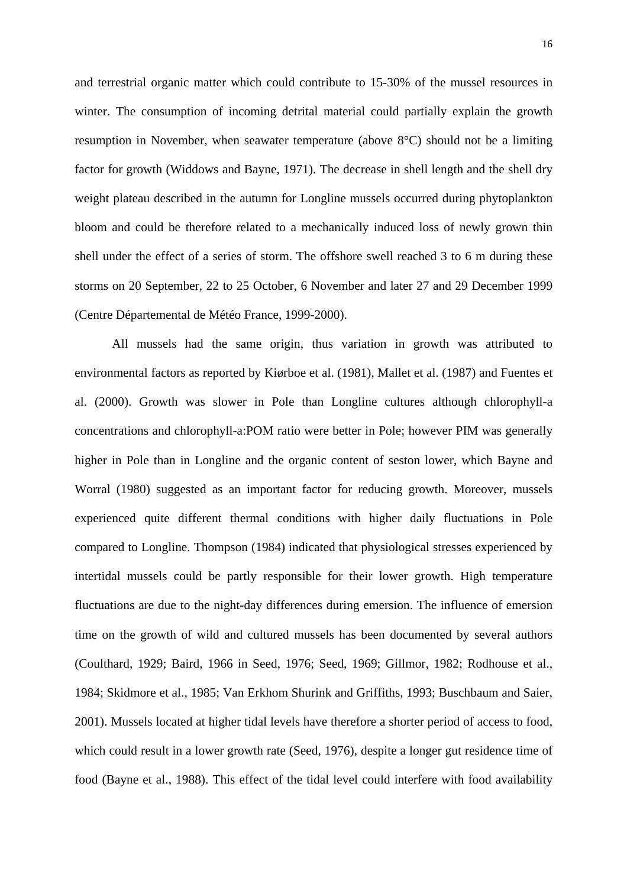and terrestrial organic matter which could contribute to 15-30% of the mussel resources in winter. The consumption of incoming detrital material could partially explain the growth resumption in November, when seawater temperature (above 8°C) should not be a limiting factor for growth (Widdows and Bayne, 1971). The decrease in shell length and the shell dry weight plateau described in the autumn for Longline mussels occurred during phytoplankton bloom and could be therefore related to a mechanically induced loss of newly grown thin shell under the effect of a series of storm. The offshore swell reached 3 to 6 m during these storms on 20 September, 22 to 25 October, 6 November and later 27 and 29 December 1999 (Centre Départemental de Météo France, 1999-2000).

All mussels had the same origin, thus variation in growth was attributed to environmental factors as reported by Kiørboe et al. (1981), Mallet et al. (1987) and Fuentes et al. (2000). Growth was slower in Pole than Longline cultures although chlorophyll-a concentrations and chlorophyll-a:POM ratio were better in Pole; however PIM was generally higher in Pole than in Longline and the organic content of seston lower, which Bayne and Worral (1980) suggested as an important factor for reducing growth. Moreover, mussels experienced quite different thermal conditions with higher daily fluctuations in Pole compared to Longline. Thompson (1984) indicated that physiological stresses experienced by intertidal mussels could be partly responsible for their lower growth. High temperature fluctuations are due to the night-day differences during emersion. The influence of emersion time on the growth of wild and cultured mussels has been documented by several authors (Coulthard, 1929; Baird, 1966 in Seed, 1976; Seed, 1969; Gillmor, 1982; Rodhouse et al., 1984; Skidmore et al., 1985; Van Erkhom Shurink and Griffiths, 1993; Buschbaum and Saier, 2001). Mussels located at higher tidal levels have therefore a shorter period of access to food, which could result in a lower growth rate (Seed, 1976), despite a longer gut residence time of food (Bayne et al., 1988). This effect of the tidal level could interfere with food availability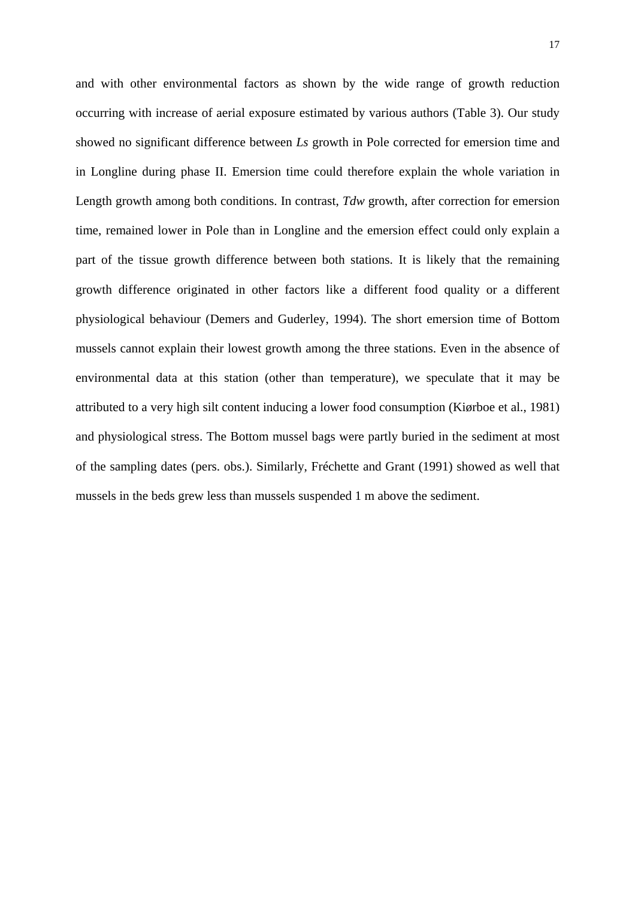and with other environmental factors as shown by the wide range of growth reduction occurring with increase of aerial exposure estimated by various authors (Table 3). Our study showed no significant difference between *Ls* growth in Pole corrected for emersion time and in Longline during phase II. Emersion time could therefore explain the whole variation in Length growth among both conditions. In contrast, *Tdw* growth, after correction for emersion time, remained lower in Pole than in Longline and the emersion effect could only explain a part of the tissue growth difference between both stations. It is likely that the remaining growth difference originated in other factors like a different food quality or a different physiological behaviour (Demers and Guderley, 1994). The short emersion time of Bottom mussels cannot explain their lowest growth among the three stations. Even in the absence of environmental data at this station (other than temperature), we speculate that it may be attributed to a very high silt content inducing a lower food consumption (Kiørboe et al., 1981) and physiological stress. The Bottom mussel bags were partly buried in the sediment at most of the sampling dates (pers. obs.). Similarly, Fréchette and Grant (1991) showed as well that mussels in the beds grew less than mussels suspended 1 m above the sediment.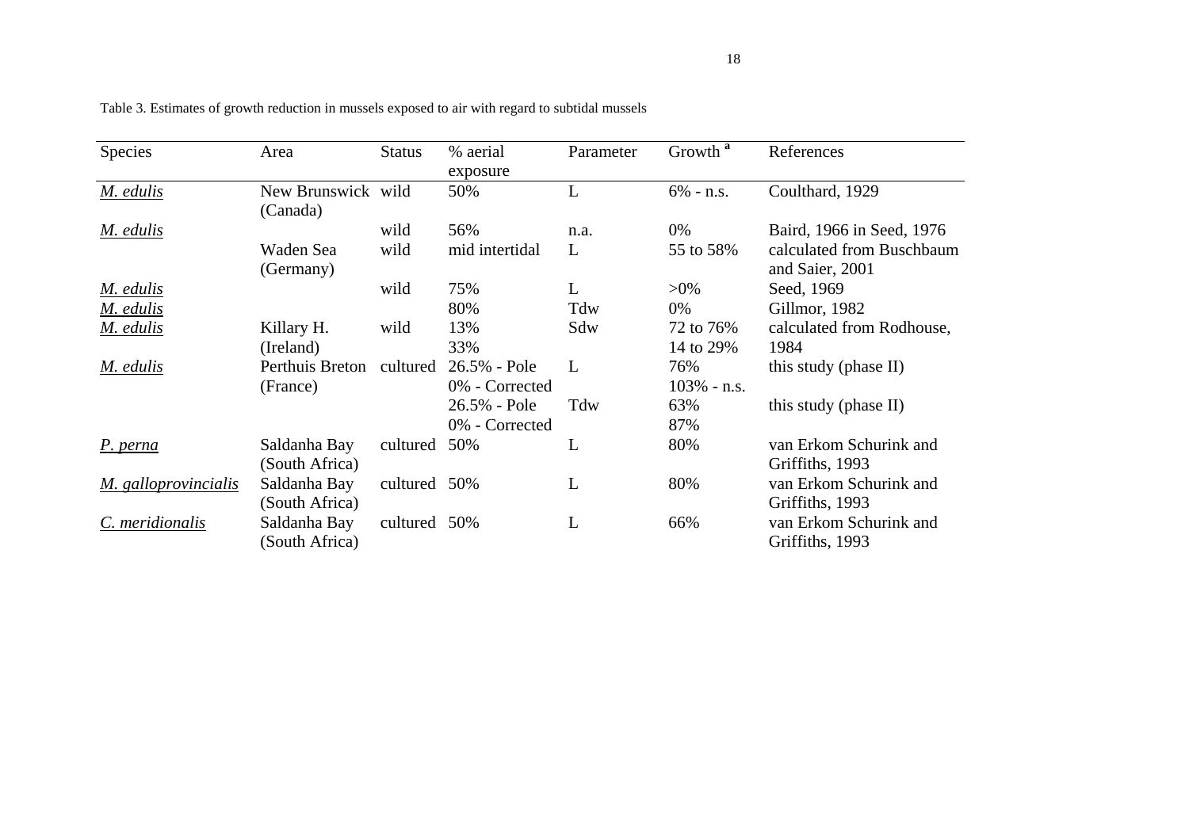Table 3. Estimates of growth reduction in mussels exposed to air with regard to subtidal mussels

| Species | Area | Status | % aerial exposure | Parameter | Growth [a] | References |
|---|---|---|---|---|---|---|
| M. edulis | New Brunswick (Canada) | wild | 50% | L | 6% - n.s. | Coulthard, 1929 |
| M. edulis | | wild | 56% | n.a. | 0% | Baird, 1966 in Seed, 1976 |
| | Waden Sea (Germany) | wild | mid intertidal | L | 55 to 58% | calculated from Buschbaum and Saier, 2001 |
| M. edulis | | wild | 75% | L | >0% | Seed, 1969 |
| M. edulis | | | 80% | Tdw | 0% | Gillmor, 1982 |
| M. edulis | Killary H. (Ireland) | wild | 13% | Sdw | 72 to 76% | calculated from Rodhouse, 1984 |
| | | | 33% | | 14 to 29% | |
| M. edulis | Perthuis Breton (France) | cultured | 26.5% - Pole | L | 76% | this study (phase II) |
| | | | 0% - Corrected | | 103% - n.s. | |
| | | | 26.5% - Pole | Tdw | 63% | this study (phase II) |
| | | | 0% - Corrected | | 87% | |
| P. perna | Saldanha Bay (South Africa) | cultured | 50% | L | 80% | van Erkom Schurink and Griffiths, 1993 |
| M. galloprovincialis | Saldanha Bay (South Africa) | cultured | 50% | L | 80% | van Erkom Schurink and Griffiths, 1993 |
| C. meridionalis | Saldanha Bay (South Africa) | cultured | 50% | L | 66% | van Erkom Schurink and Griffiths, 1993 |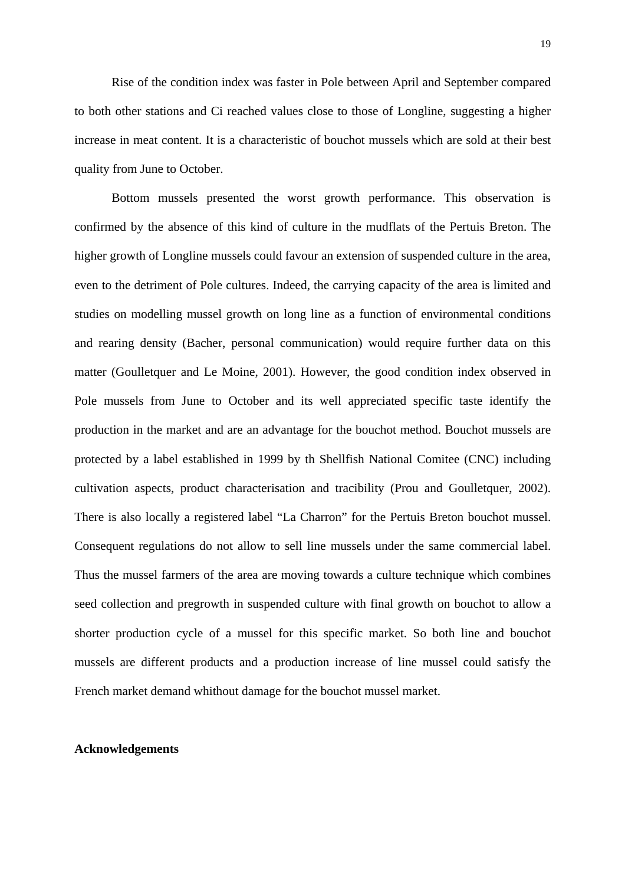Rise of the condition index was faster in Pole between April and September compared to both other stations and Ci reached values close to those of Longline, suggesting a higher increase in meat content. It is a characteristic of bouchot mussels which are sold at their best quality from June to October.

Bottom mussels presented the worst growth performance. This observation is confirmed by the absence of this kind of culture in the mudflats of the Pertuis Breton. The higher growth of Longline mussels could favour an extension of suspended culture in the area, even to the detriment of Pole cultures. Indeed, the carrying capacity of the area is limited and studies on modelling mussel growth on long line as a function of environmental conditions and rearing density (Bacher, personal communication) would require further data on this matter (Goulletquer and Le Moine, 2001). However, the good condition index observed in Pole mussels from June to October and its well appreciated specific taste identify the production in the market and are an advantage for the bouchot method. Bouchot mussels are protected by a label established in 1999 by th Shellfish National Comitee (CNC) including cultivation aspects, product characterisation and tracibility (Prou and Goulletquer, 2002). There is also locally a registered label "La Charron" for the Pertuis Breton bouchot mussel. Consequent regulations do not allow to sell line mussels under the same commercial label. Thus the mussel farmers of the area are moving towards a culture technique which combines seed collection and pregrowth in suspended culture with final growth on bouchot to allow a shorter production cycle of a mussel for this specific market. So both line and bouchot mussels are different products and a production increase of line mussel could satisfy the French market demand whithout damage for the bouchot mussel market.

**Acknowledgements**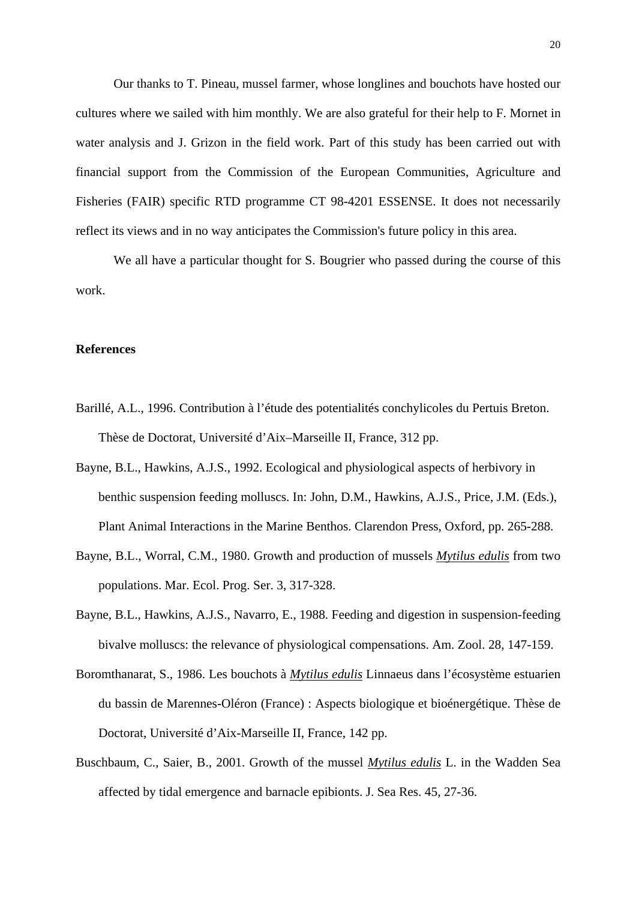Our thanks to T. Pineau, mussel farmer, whose longlines and bouchots have hosted our cultures where we sailed with him monthly. We are also grateful for their help to F. Mornet in water analysis and J. Grizon in the field work. Part of this study has been carried out with financial support from the Commission of the European Communities, Agriculture and Fisheries (FAIR) specific RTD programme CT 98-4201 ESSENSE. It does not necessarily reflect its views and in no way anticipates the Commission's future policy in this area.

We all have a particular thought for S. Bougrier who passed during the course of this work.

**References**

Barillé, A.L., 1996. Contribution à l'étude des potentialités conchylicoles du Pertuis Breton. Thèse de Doctorat, Université d'Aix–Marseille II, France, 312 pp.

Bayne, B.L., Hawkins, A.J.S., 1992. Ecological and physiological aspects of herbivory in benthic suspension feeding molluscs. In: John, D.M., Hawkins, A.J.S., Price, J.M. (Eds.), Plant Animal Interactions in the Marine Benthos. Clarendon Press, Oxford, pp. 265-288.

Bayne, B.L., Worral, C.M., 1980. Growth and production of mussels *Mytilus edulis* from two populations. Mar. Ecol. Prog. Ser. 3, 317-328.

Bayne, B.L., Hawkins, A.J.S., Navarro, E., 1988. Feeding and digestion in suspension-feeding bivalve molluscs: the relevance of physiological compensations. Am. Zool. 28, 147-159.

Boromthanarat, S., 1986. Les bouchots à *Mytilus edulis* Linnaeus dans l'écosystème estuarien du bassin de Marennes-Oléron (France) : Aspects biologique et bioénergétique. Thèse de Doctorat, Université d'Aix-Marseille II, France, 142 pp.

Buschbaum, C., Saier, B., 2001. Growth of the mussel *Mytilus edulis* L. in the Wadden Sea affected by tidal emergence and barnacle epibionts. J. Sea Res. 45, 27-36.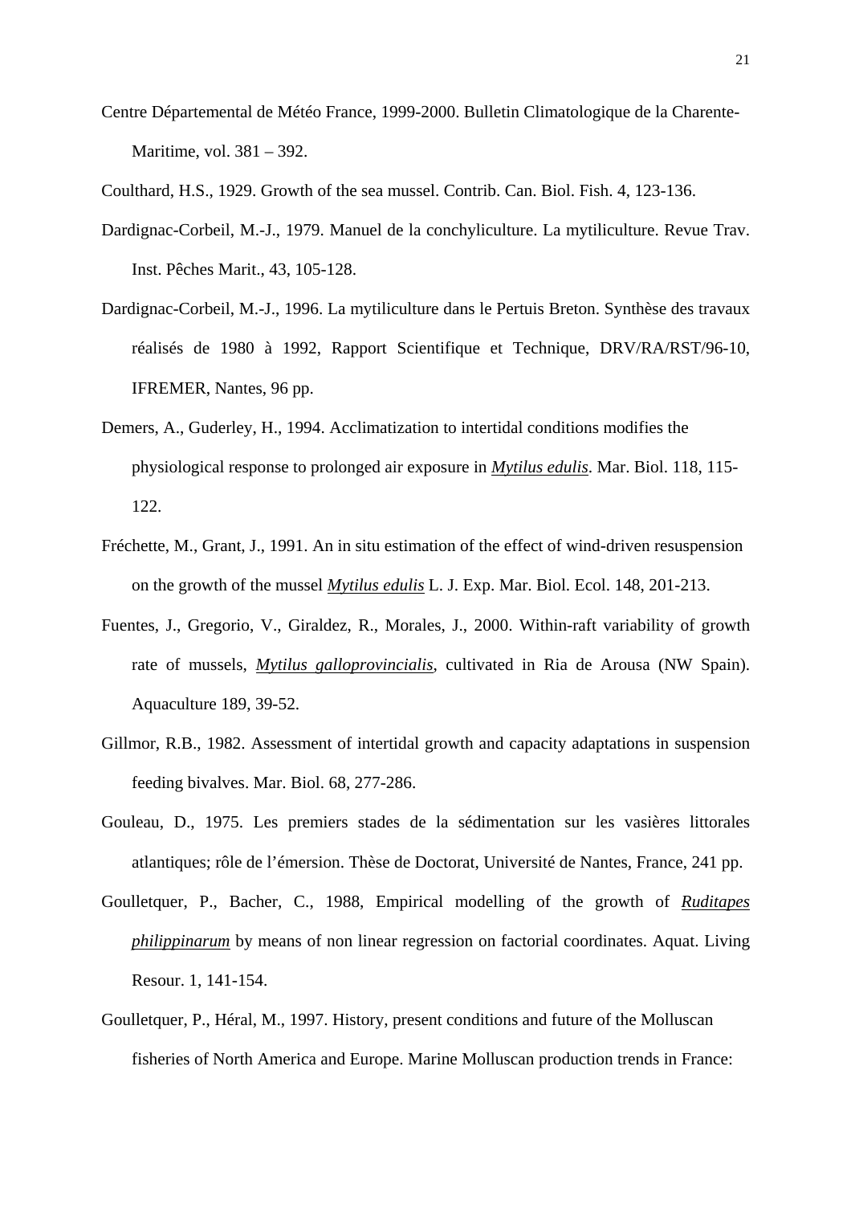Centre Départemental de Météo France, 1999-2000. Bulletin Climatologique de la Charente-Maritime, vol. 381 – 392.

Coulthard, H.S., 1929. Growth of the sea mussel. Contrib. Can. Biol. Fish. 4, 123-136.

Dardignac-Corbeil, M.-J., 1979. Manuel de la conchyliculture. La mytiliculture. Revue Trav. Inst. Pêches Marit., 43, 105-128.

Dardignac-Corbeil, M.-J., 1996. La mytiliculture dans le Pertuis Breton. Synthèse des travaux réalisés de 1980 à 1992, Rapport Scientifique et Technique, DRV/RA/RST/96-10, IFREMER, Nantes, 96 pp.

Demers, A., Guderley, H., 1994. Acclimatization to intertidal conditions modifies the physiological response to prolonged air exposure in *Mytilus edulis*. Mar. Biol. 118, 115-122.

Fréchette, M., Grant, J., 1991. An in situ estimation of the effect of wind-driven resuspension on the growth of the mussel *Mytilus edulis* L. J. Exp. Mar. Biol. Ecol. 148, 201-213.

Fuentes, J., Gregorio, V., Giraldez, R., Morales, J., 2000. Within-raft variability of growth rate of mussels, *Mytilus galloprovincialis*, cultivated in Ria de Arousa (NW Spain). Aquaculture 189, 39-52.

Gillmor, R.B., 1982. Assessment of intertidal growth and capacity adaptations in suspension feeding bivalves. Mar. Biol. 68, 277-286.

Gouleau, D., 1975. Les premiers stades de la sédimentation sur les vasières littorales atlantiques; rôle de l'émersion. Thèse de Doctorat, Université de Nantes, France, 241 pp.

Goulletquer, P., Bacher, C., 1988, Empirical modelling of the growth of *Ruditapes philippinarum* by means of non linear regression on factorial coordinates. Aquat. Living Resour. 1, 141-154.

Goulletquer, P., Héral, M., 1997. History, present conditions and future of the Molluscan fisheries of North America and Europe. Marine Molluscan production trends in France: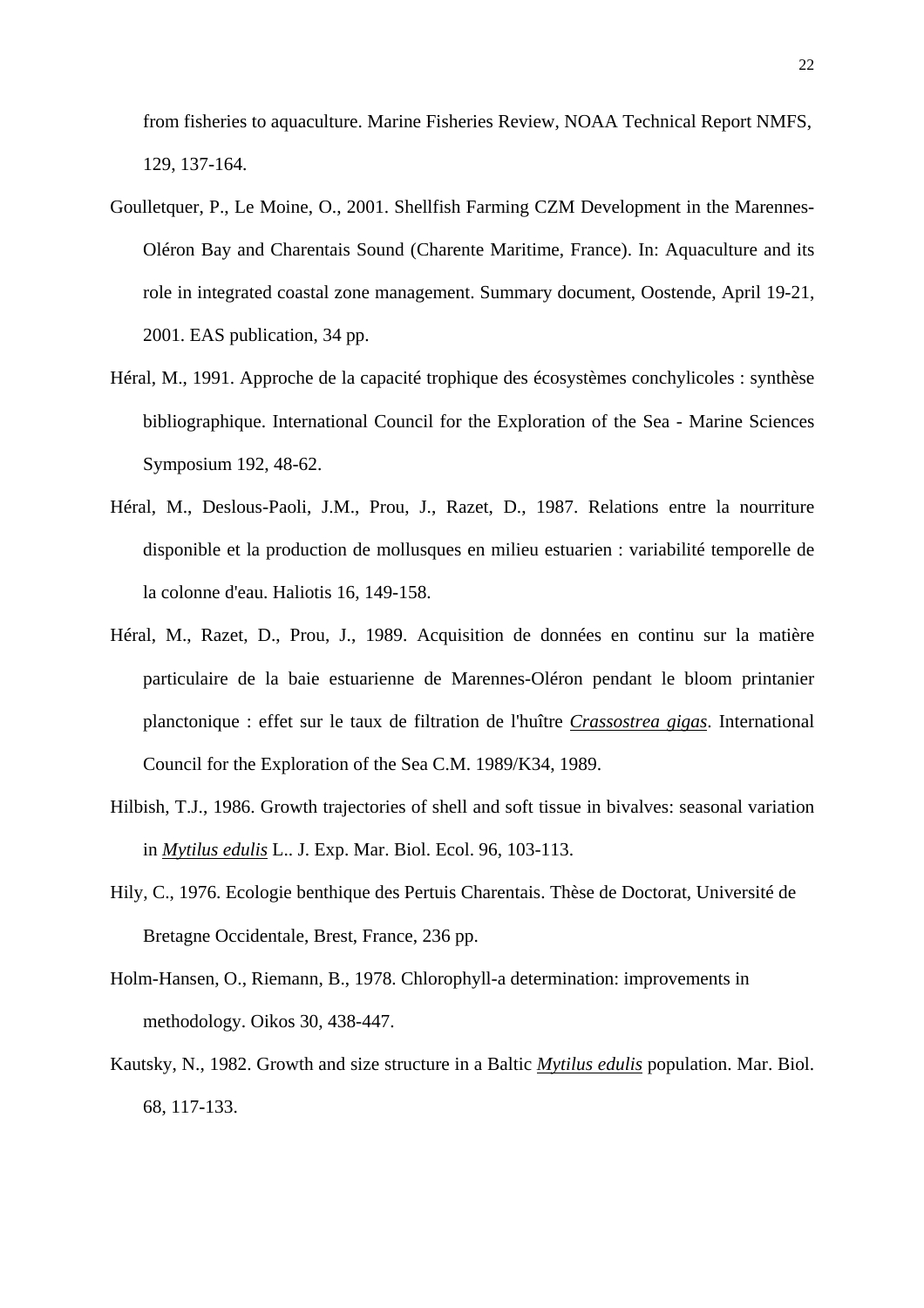from fisheries to aquaculture. Marine Fisheries Review, NOAA Technical Report NMFS, 129, 137-164.

Goulletquer, P., Le Moine, O., 2001. Shellfish Farming CZM Development in the Marennes-Oléron Bay and Charentais Sound (Charente Maritime, France). In: Aquaculture and its role in integrated coastal zone management. Summary document, Oostende, April 19-21, 2001. EAS publication, 34 pp.

Héral, M., 1991. Approche de la capacité trophique des écosystèmes conchylicoles : synthèse bibliographique. International Council for the Exploration of the Sea - Marine Sciences Symposium 192, 48-62.

Héral, M., Deslous-Paoli, J.M., Prou, J., Razet, D., 1987. Relations entre la nourriture disponible et la production de mollusques en milieu estuarien : variabilité temporelle de la colonne d'eau. Haliotis 16, 149-158.

Héral, M., Razet, D., Prou, J., 1989. Acquisition de données en continu sur la matière particulaire de la baie estuarienne de Marennes-Oléron pendant le bloom printanier planctonique : effet sur le taux de filtration de l'huître *Crassostrea gigas*. International Council for the Exploration of the Sea C.M. 1989/K34, 1989.

Hilbish, T.J., 1986. Growth trajectories of shell and soft tissue in bivalves: seasonal variation in *Mytilus edulis* L.. J. Exp. Mar. Biol. Ecol. 96, 103-113.

Hily, C., 1976. Ecologie benthique des Pertuis Charentais. Thèse de Doctorat, Université de Bretagne Occidentale, Brest, France, 236 pp.

Holm-Hansen, O., Riemann, B., 1978. Chlorophyll-a determination: improvements in methodology. Oikos 30, 438-447.

Kautsky, N., 1982. Growth and size structure in a Baltic *Mytilus edulis* population. Mar. Biol. 68, 117-133.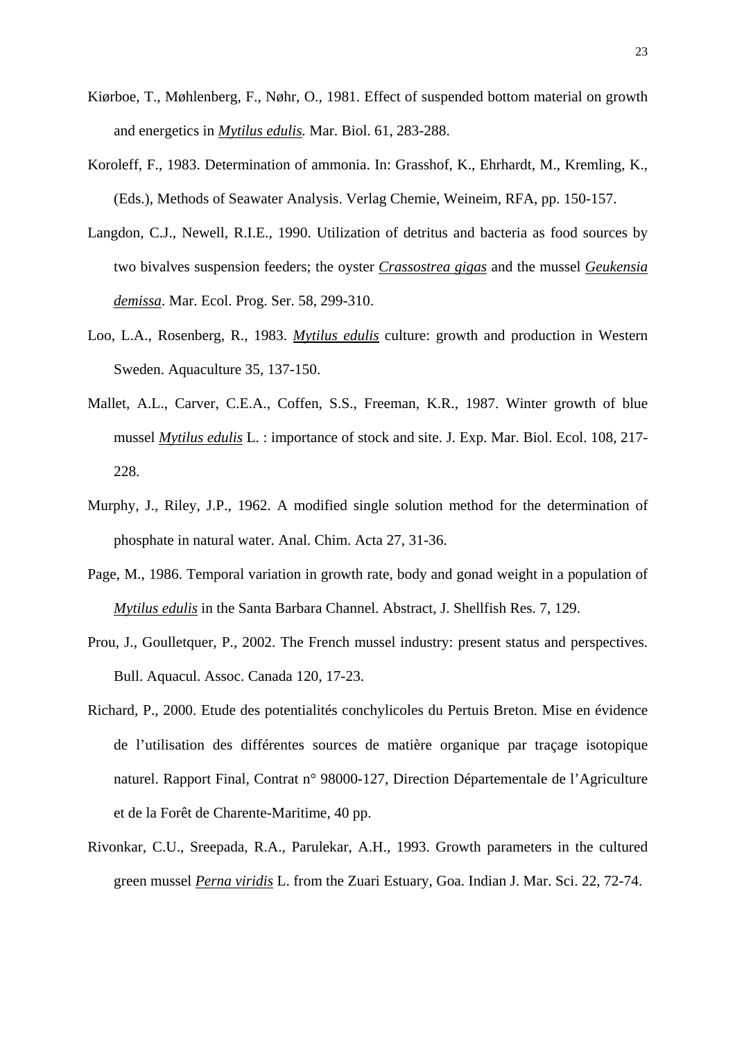Kiørboe, T., Møhlenberg, F., Nøhr, O., 1981. Effect of suspended bottom material on growth and energetics in *Mytilus edulis.* Mar. Biol. 61, 283-288.

Koroleff, F., 1983. Determination of ammonia. In: Grasshof, K., Ehrhardt, M., Kremling, K., (Eds.), Methods of Seawater Analysis. Verlag Chemie, Weineim, RFA, pp. 150-157.

Langdon, C.J., Newell, R.I.E., 1990. Utilization of detritus and bacteria as food sources by two bivalves suspension feeders; the oyster *Crassostrea gigas* and the mussel *Geukensia demissa*. Mar. Ecol. Prog. Ser. 58, 299-310.

Loo, L.A., Rosenberg, R., 1983. *Mytilus edulis* culture: growth and production in Western Sweden. Aquaculture 35, 137-150.

Mallet, A.L., Carver, C.E.A., Coffen, S.S., Freeman, K.R., 1987. Winter growth of blue mussel *Mytilus edulis* L. : importance of stock and site. J. Exp. Mar. Biol. Ecol. 108, 217-228.

Murphy, J., Riley, J.P., 1962. A modified single solution method for the determination of phosphate in natural water. Anal. Chim. Acta 27, 31-36.

Page, M., 1986. Temporal variation in growth rate, body and gonad weight in a population of *Mytilus edulis* in the Santa Barbara Channel. Abstract, J. Shellfish Res. 7, 129.

Prou, J., Goulletquer, P., 2002. The French mussel industry: present status and perspectives. Bull. Aquacul. Assoc. Canada 120, 17-23.

Richard, P., 2000. Etude des potentialités conchylicoles du Pertuis Breton. Mise en évidence de l'utilisation des différentes sources de matière organique par traçage isotopique naturel. Rapport Final, Contrat n° 98000-127, Direction Départementale de l'Agriculture et de la Forêt de Charente-Maritime, 40 pp.

Rivonkar, C.U., Sreepada, R.A., Parulekar, A.H., 1993. Growth parameters in the cultured green mussel *Perna viridis* L. from the Zuari Estuary, Goa. Indian J. Mar. Sci. 22, 72-74.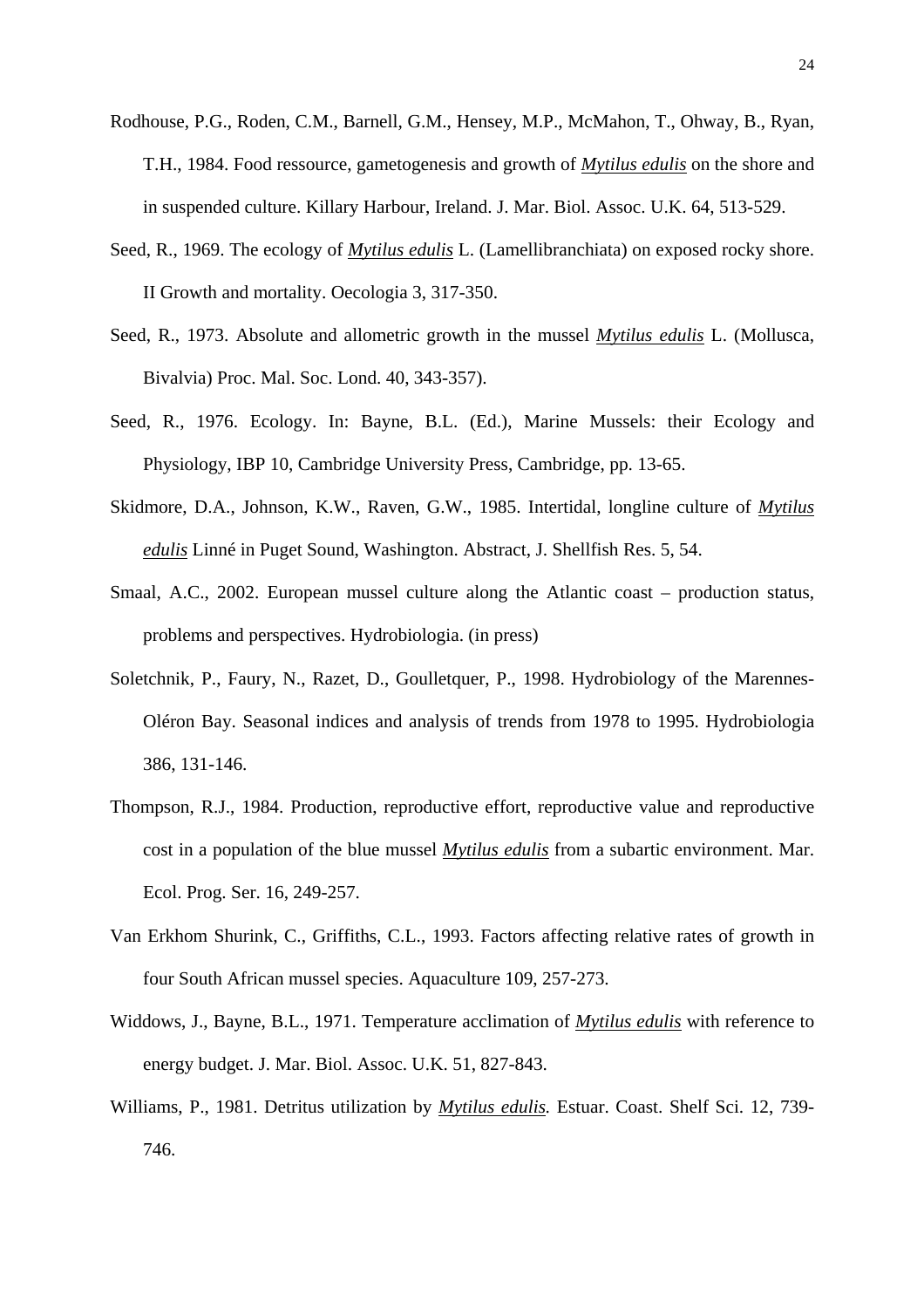Rodhouse, P.G., Roden, C.M., Barnell, G.M., Hensey, M.P., McMahon, T., Ohway, B., Ryan, T.H., 1984. Food ressource, gametogenesis and growth of ***Mytilus edulis*** on the shore and in suspended culture. Killary Harbour, Ireland. J. Mar. Biol. Assoc. U.K. 64, 513-529.

Seed, R., 1969. The ecology of ***Mytilus edulis*** L. (Lamellibranchiata) on exposed rocky shore. II Growth and mortality. Oecologia 3, 317-350.

Seed, R., 1973. Absolute and allometric growth in the mussel ***Mytilus edulis*** L. (Mollusca, Bivalvia) Proc. Mal. Soc. Lond. 40, 343-357).

Seed, R., 1976. Ecology. In: Bayne, B.L. (Ed.), Marine Mussels: their Ecology and Physiology, IBP 10, Cambridge University Press, Cambridge, pp. 13-65.

Skidmore, D.A., Johnson, K.W., Raven, G.W., 1985. Intertidal, longline culture of ***Mytilus edulis*** Linné in Puget Sound, Washington. Abstract, J. Shellfish Res. 5, 54.

Smaal, A.C., 2002. European mussel culture along the Atlantic coast – production status, problems and perspectives. Hydrobiologia. (in press)

Soletchnik, P., Faury, N., Razet, D., Goulletquer, P., 1998. Hydrobiology of the Marennes-Oléron Bay. Seasonal indices and analysis of trends from 1978 to 1995. Hydrobiologia 386, 131-146.

Thompson, R.J., 1984. Production, reproductive effort, reproductive value and reproductive cost in a population of the blue mussel ***Mytilus edulis*** from a subartic environment. Mar. Ecol. Prog. Ser. 16, 249-257.

Van Erkhom Shurink, C., Griffiths, C.L., 1993. Factors affecting relative rates of growth in four South African mussel species. Aquaculture 109, 257-273.

Widdows, J., Bayne, B.L., 1971. Temperature acclimation of ***Mytilus edulis*** with reference to energy budget. J. Mar. Biol. Assoc. U.K. 51, 827-843.

Williams, P., 1981. Detritus utilization by ***Mytilus edulis.*** Estuar. Coast. Shelf Sci. 12, 739-746.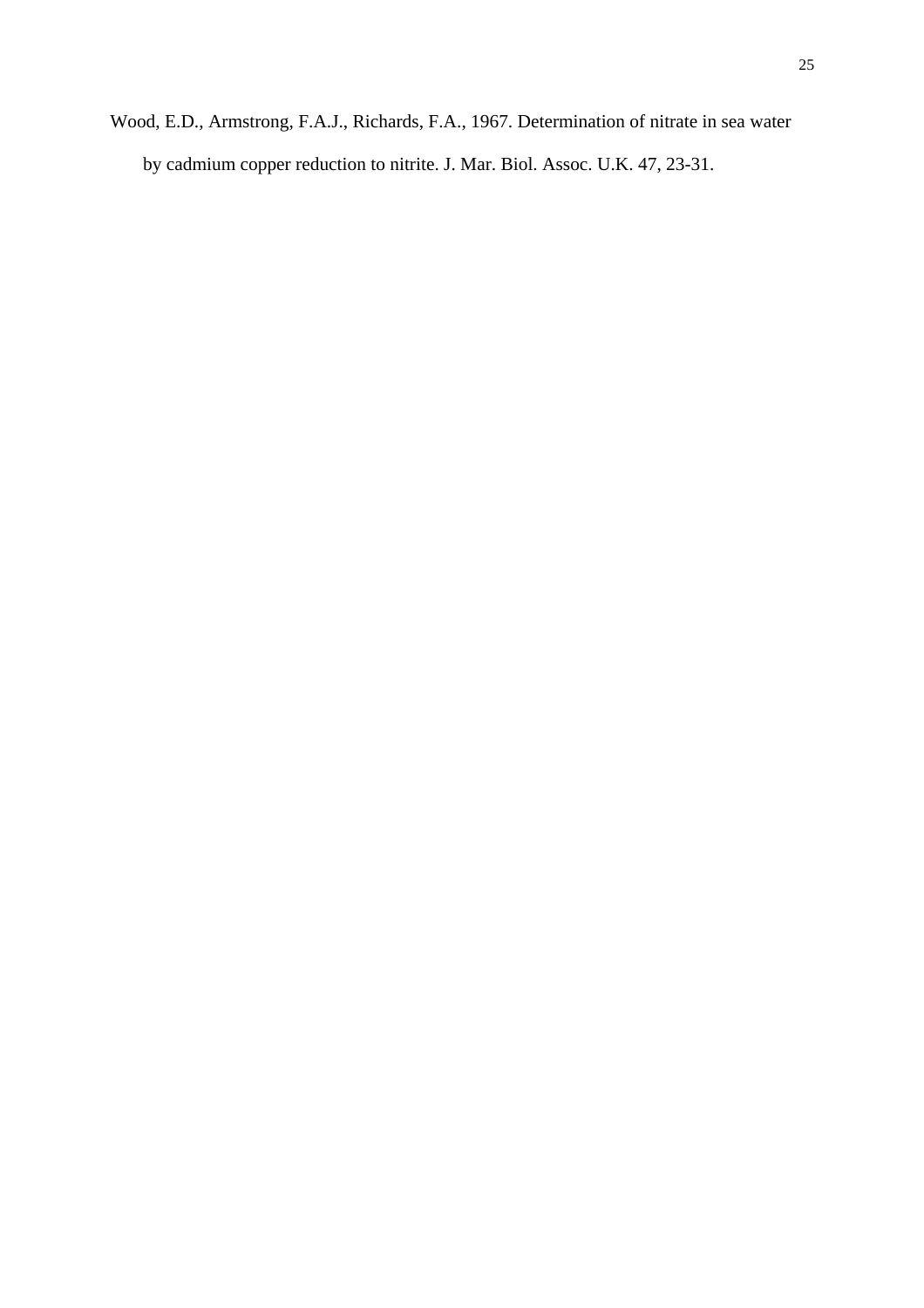Wood, E.D., Armstrong, F.A.J., Richards, F.A., 1967. Determination of nitrate in sea water by cadmium copper reduction to nitrite. J. Mar. Biol. Assoc. U.K. 47, 23-31.